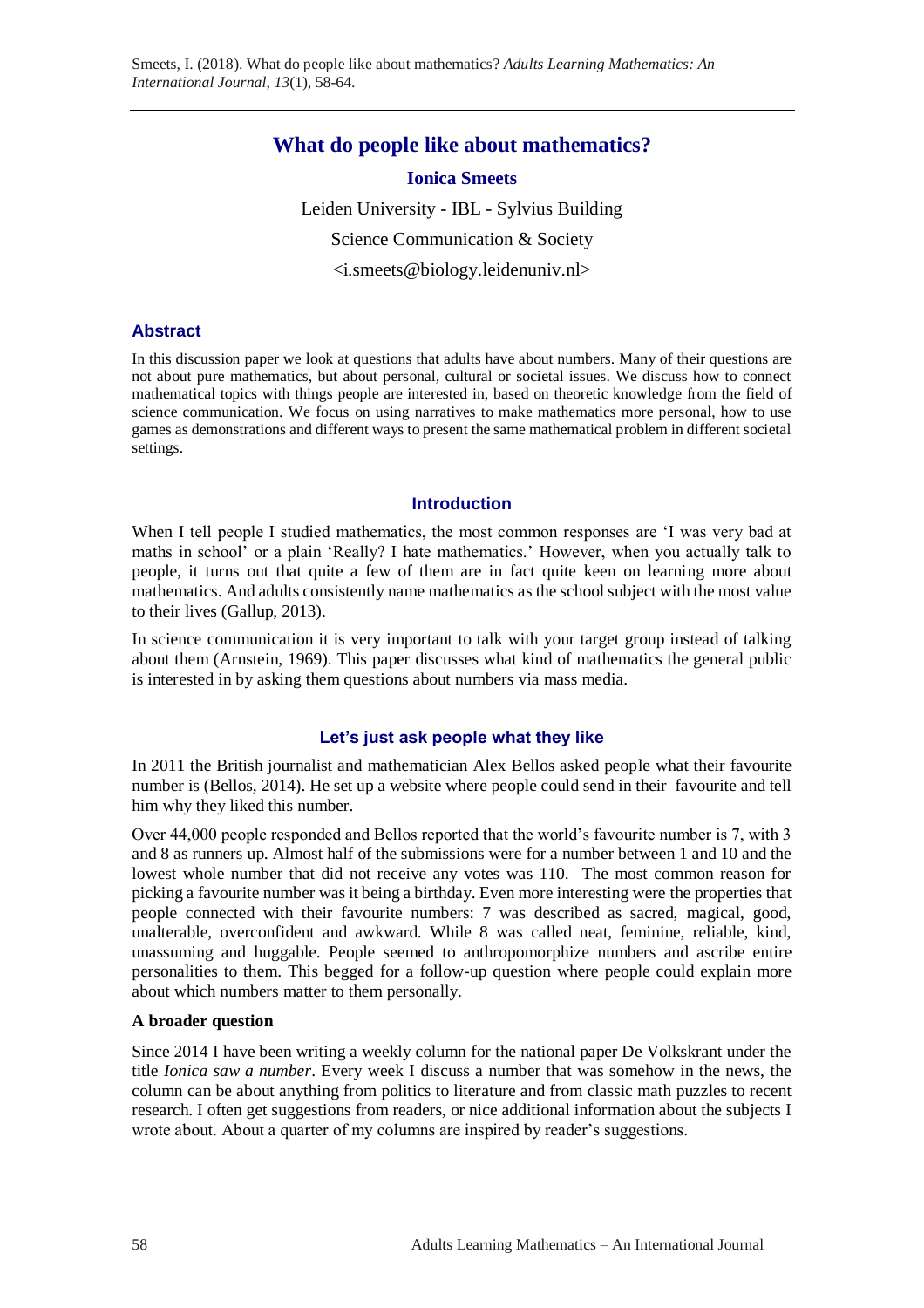# What do people like about mathematics?

**Ionica Smeets**

Leiden University - IBL - Sylvius Building

Science Communication & Society

<i.smeets@biology.leidenuniv.nl>

## Abstract

In this discussion paper we look at questions that adults have about numbers. Many of their questions are not about pure mathematics, but about personal, cultural or societal issues. We discuss how to connect mathematical topics with things people are interested in, based on theoretic knowledge from the field of science communication. We focus on using narratives to make mathematics more personal, how to use games as demonstrations and different ways to present the same mathematical problem in different societal settings.

## Introduction

When I tell people I studied mathematics, the most common responses are 'I was very bad at maths in school' or a plain 'Really? I hate mathematics.' However, when you actually talk to people, it turns out that quite a few of them are in fact quite keen on learning more about mathematics. And adults consistently name mathematics as the school subject with the most value to their lives (Gallup, 2013).

In science communication it is very important to talk with your target group instead of talking about them (Arnstein, 1969). This paper discusses what kind of mathematics the general public is interested in by asking them questions about numbers via mass media.

## Let's just ask people what they like

In 2011 the British journalist and mathematician Alex Bellos asked people what their favourite number is (Bellos, 2014). He set up a website where people could send in their favourite and tell him why they liked this number.

Over 44,000 people responded and Bellos reported that the world's favourite number is 7, with 3 and 8 as runners up. Almost half of the submissions were for a number between 1 and 10 and the lowest whole number that did not receive any votes was 110. The most common reason for picking a favourite number was it being a birthday. Even more interesting were the properties that people connected with their favourite numbers: 7 was described as sacred, magical, good, unalterable, overconfident and awkward. While 8 was called neat, feminine, reliable, kind, unassuming and huggable. People seemed to anthropomorphize numbers and ascribe entire personalities to them. This begged for a follow-up question where people could explain more about which numbers matter to them personally.

### A broader question

Since 2014 I have been writing a weekly column for the national paper De Volkskrant under the title *Ionica saw a number*. Every week I discuss a number that was somehow in the news, the column can be about anything from politics to literature and from classic math puzzles to recent research. I often get suggestions from readers, or nice additional information about the subjects I wrote about. About a quarter of my columns are inspired by reader's suggestions.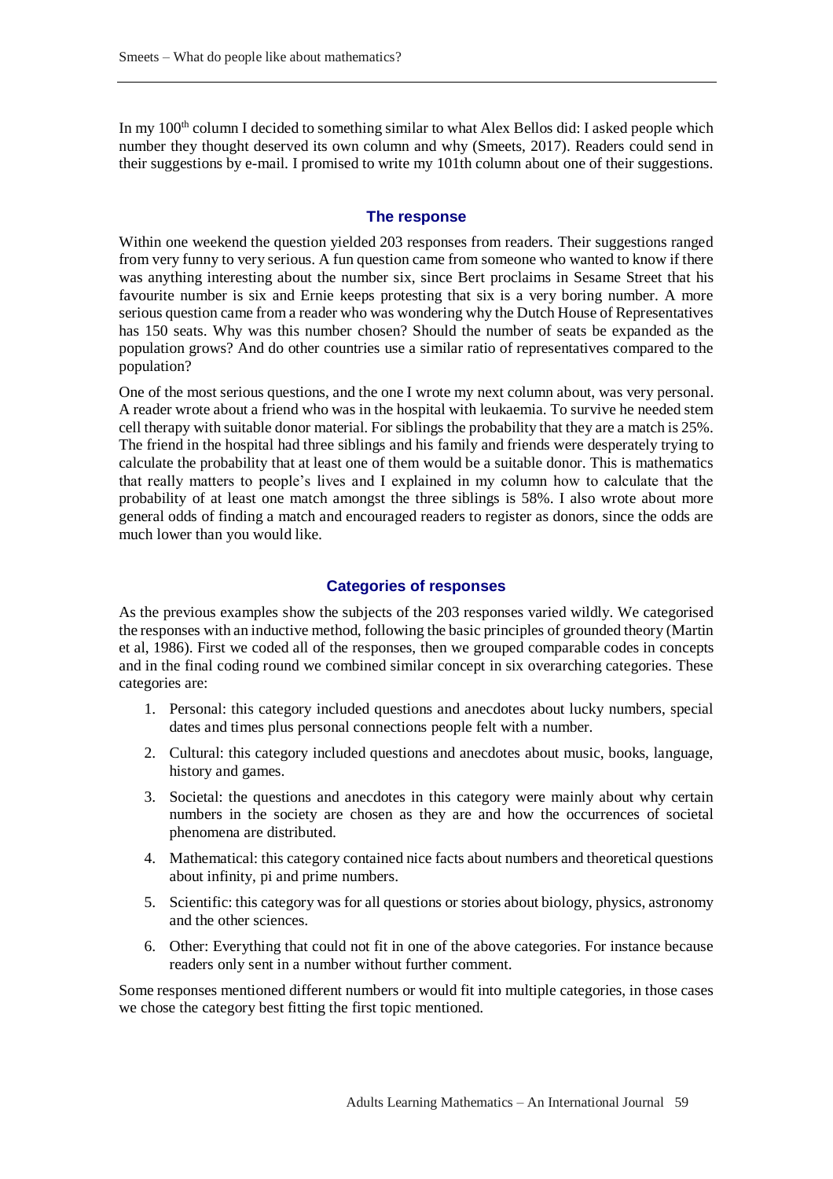In my 100th column I decided to something similar to what Alex Bellos did: I asked people which number they thought deserved its own column and why (Smeets, 2017). Readers could send in their suggestions by e-mail. I promised to write my 101th column about one of their suggestions.

## The response

Within one weekend the question yielded 203 responses from readers. Their suggestions ranged from very funny to very serious. A fun question came from someone who wanted to know if there was anything interesting about the number six, since Bert proclaims in Sesame Street that his favourite number is six and Ernie keeps protesting that six is a very boring number. A more serious question came from a reader who was wondering why the Dutch House of Representatives has 150 seats. Why was this number chosen? Should the number of seats be expanded as the population grows? And do other countries use a similar ratio of representatives compared to the population?

One of the most serious questions, and the one I wrote my next column about, was very personal. A reader wrote about a friend who was in the hospital with leukaemia. To survive he needed stem cell therapy with suitable donor material. For siblings the probability that they are a match is 25%. The friend in the hospital had three siblings and his family and friends were desperately trying to calculate the probability that at least one of them would be a suitable donor. This is mathematics that really matters to people's lives and I explained in my column how to calculate that the probability of at least one match amongst the three siblings is 58%. I also wrote about more general odds of finding a match and encouraged readers to register as donors, since the odds are much lower than you would like.

## Categories of responses

As the previous examples show the subjects of the 203 responses varied wildly. We categorised the responses with an inductive method, following the basic principles of grounded theory (Martin et al, 1986). First we coded all of the responses, then we grouped comparable codes in concepts and in the final coding round we combined similar concept in six overarching categories. These categories are:

1. Personal: this category included questions and anecdotes about lucky numbers, special dates and times plus personal connections people felt with a number.
2. Cultural: this category included questions and anecdotes about music, books, language, history and games.
3. Societal: the questions and anecdotes in this category were mainly about why certain numbers in the society are chosen as they are and how the occurrences of societal phenomena are distributed.
4. Mathematical: this category contained nice facts about numbers and theoretical questions about infinity, pi and prime numbers.
5. Scientific: this category was for all questions or stories about biology, physics, astronomy and the other sciences.
6. Other: Everything that could not fit in one of the above categories. For instance because readers only sent in a number without further comment.

Some responses mentioned different numbers or would fit into multiple categories, in those cases we chose the category best fitting the first topic mentioned.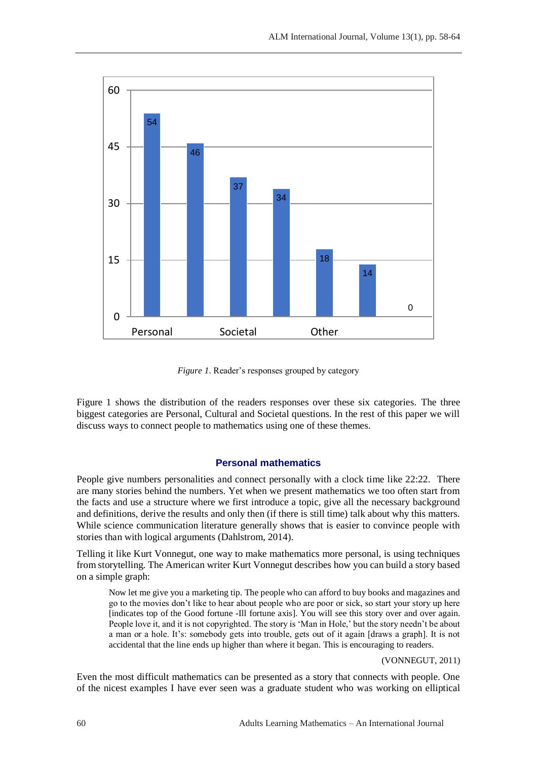Figure 1 shows the distribution of the readers responses over these six categories. The three biggest categories are Personal, Cultural and Societal questions. In the rest of this paper we will discuss ways to connect people to mathematics using one of these themes.

*Figure 1*. Reader's responses grouped by category

## Personal mathematics

People give numbers personalities and connect personally with a clock time like 22:22. There are many stories behind the numbers. Yet when we present mathematics we too often start from the facts and use a structure where we first introduce a topic, give all the necessary background and definitions, derive the results and only then (if there is still time) talk about why this matters. While science communication literature generally shows that is easier to convince people with stories than with logical arguments (Dahlstrom, 2014).

Telling it like Kurt Vonnegut, one way to make mathematics more personal, is using techniques from storytelling. The American writer Kurt Vonnegut describes how you can build a story based on a simple graph:

> Now let me give you a marketing tip. The people who can afford to buy books and magazines and go to the movies don't like to hear about people who are poor or sick, so start your story up here [indicates top of the Good fortune -Ill fortune axis]. You will see this story over and over again. People love it, and it is not copyrighted. The story is 'Man in Hole,' but the story needn't be about a man or a hole. It's: somebody gets into trouble, gets out of it again [draws a graph]. It is not accidental that the line ends up higher than where it began. This is encouraging to readers.
>
> (VONNEGUT, 2011)

Even the most difficult mathematics can be presented as a story that connects with people. One of the nicest examples I have ever seen was a graduate student who was working on elliptical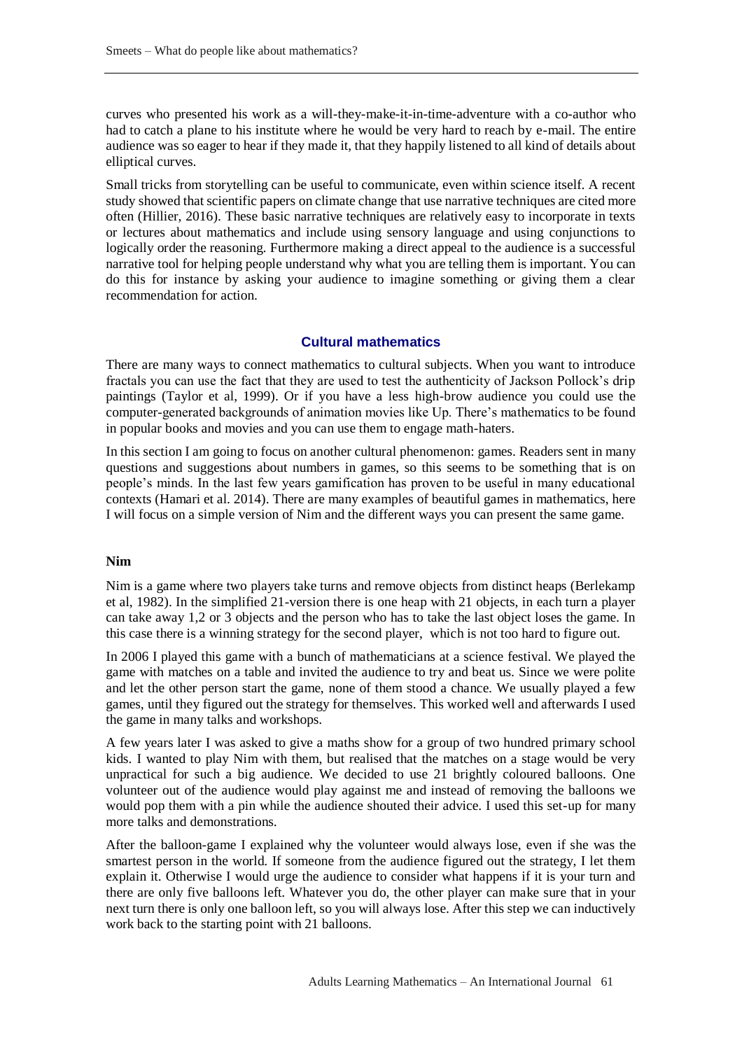curves who presented his work as a will-they-make-it-in-time-adventure with a co-author who had to catch a plane to his institute where he would be very hard to reach by e-mail. The entire audience was so eager to hear if they made it, that they happily listened to all kind of details about elliptical curves.

Small tricks from storytelling can be useful to communicate, even within science itself. A recent study showed that scientific papers on climate change that use narrative techniques are cited more often (Hillier, 2016). These basic narrative techniques are relatively easy to incorporate in texts or lectures about mathematics and include using sensory language and using conjunctions to logically order the reasoning. Furthermore making a direct appeal to the audience is a successful narrative tool for helping people understand why what you are telling them is important. You can do this for instance by asking your audience to imagine something or giving them a clear recommendation for action.

## Cultural mathematics

There are many ways to connect mathematics to cultural subjects. When you want to introduce fractals you can use the fact that they are used to test the authenticity of Jackson Pollock's drip paintings (Taylor et al, 1999). Or if you have a less high-brow audience you could use the computer-generated backgrounds of animation movies like Up. There's mathematics to be found in popular books and movies and you can use them to engage math-haters.

In this section I am going to focus on another cultural phenomenon: games. Readers sent in many questions and suggestions about numbers in games, so this seems to be something that is on people's minds. In the last few years gamification has proven to be useful in many educational contexts (Hamari et al. 2014). There are many examples of beautiful games in mathematics, here I will focus on a simple version of Nim and the different ways you can present the same game.

### Nim

Nim is a game where two players take turns and remove objects from distinct heaps (Berlekamp et al, 1982). In the simplified 21-version there is one heap with 21 objects, in each turn a player can take away 1,2 or 3 objects and the person who has to take the last object loses the game. In this case there is a winning strategy for the second player, which is not too hard to figure out.

In 2006 I played this game with a bunch of mathematicians at a science festival. We played the game with matches on a table and invited the audience to try and beat us. Since we were polite and let the other person start the game, none of them stood a chance. We usually played a few games, until they figured out the strategy for themselves. This worked well and afterwards I used the game in many talks and workshops.

A few years later I was asked to give a maths show for a group of two hundred primary school kids. I wanted to play Nim with them, but realised that the matches on a stage would be very unpractical for such a big audience. We decided to use 21 brightly coloured balloons. One volunteer out of the audience would play against me and instead of removing the balloons we would pop them with a pin while the audience shouted their advice. I used this set-up for many more talks and demonstrations.

After the balloon-game I explained why the volunteer would always lose, even if she was the smartest person in the world. If someone from the audience figured out the strategy, I let them explain it. Otherwise I would urge the audience to consider what happens if it is your turn and there are only five balloons left. Whatever you do, the other player can make sure that in your next turn there is only one balloon left, so you will always lose. After this step we can inductively work back to the starting point with 21 balloons.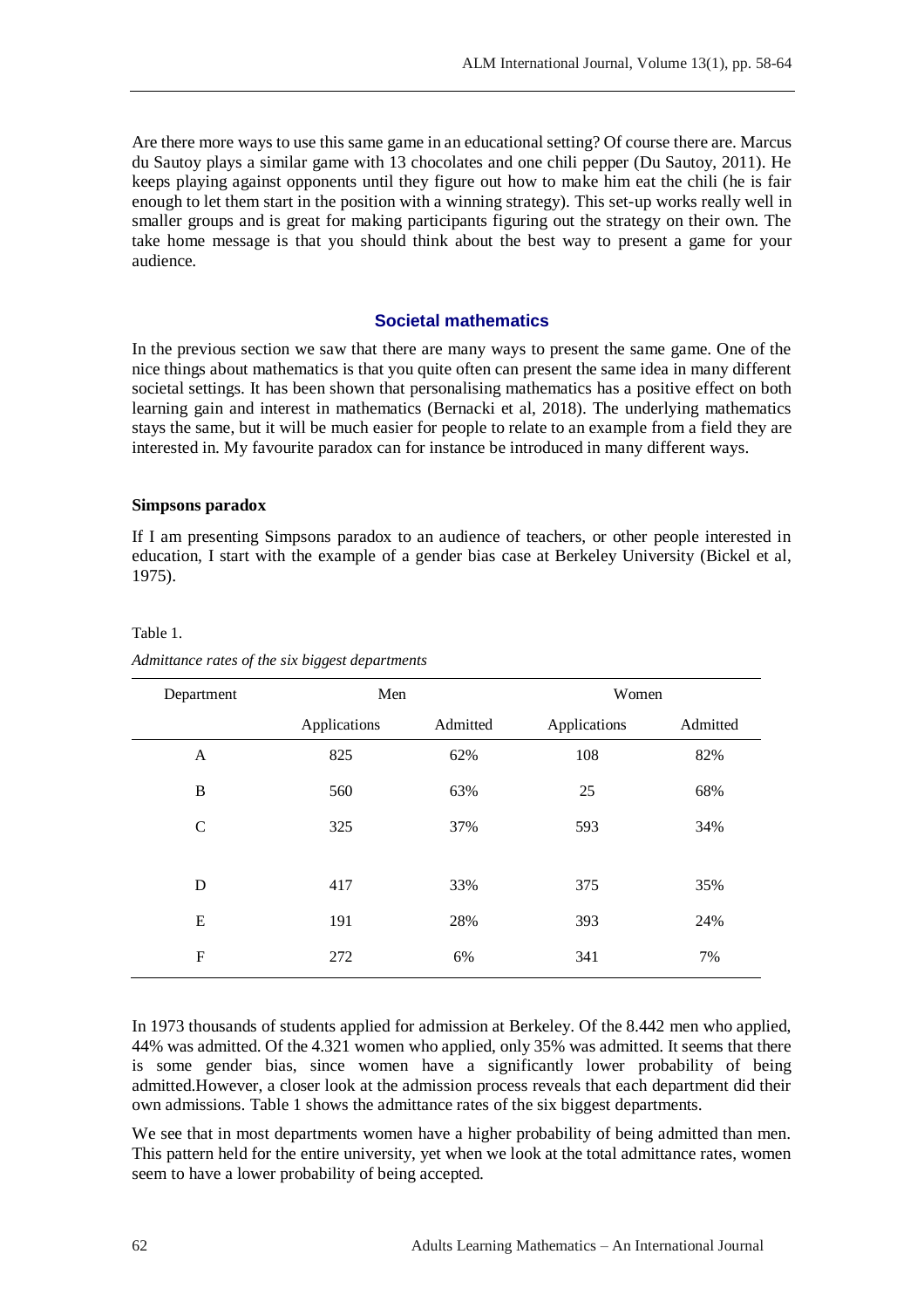Are there more ways to use this same game in an educational setting? Of course there are. Marcus du Sautoy plays a similar game with 13 chocolates and one chili pepper (Du Sautoy, 2011). He keeps playing against opponents until they figure out how to make him eat the chili (he is fair enough to let them start in the position with a winning strategy). This set-up works really well in smaller groups and is great for making participants figuring out the strategy on their own. The take home message is that you should think about the best way to present a game for your audience.

## Societal mathematics

In the previous section we saw that there are many ways to present the same game. One of the nice things about mathematics is that you quite often can present the same idea in many different societal settings. It has been shown that personalising mathematics has a positive effect on both learning gain and interest in mathematics (Bernacki et al, 2018). The underlying mathematics stays the same, but it will be much easier for people to relate to an example from a field they are interested in. My favourite paradox can for instance be introduced in many different ways.

### Simpsons paradox

If I am presenting Simpsons paradox to an audience of teachers, or other people interested in education, I start with the example of a gender bias case at Berkeley University (Bickel et al, 1975).

Table 1.

*Admittance rates of the six biggest departments*

| Department | Men | | Women | |
|---|---|---|---|---|
| | Applications | Admitted | Applications | Admitted |
| A | 825 | 62% | 108 | 82% |
| B | 560 | 63% | 25 | 68% |
| C | 325 | 37% | 593 | 34% |
| D | 417 | 33% | 375 | 35% |
| E | 191 | 28% | 393 | 24% |
| F | 272 | 6% | 341 | 7% |

In 1973 thousands of students applied for admission at Berkeley. Of the 8.442 men who applied, 44% was admitted. Of the 4.321 women who applied, only 35% was admitted. It seems that there is some gender bias, since women have a significantly lower probability of being admitted.However, a closer look at the admission process reveals that each department did their own admissions. Table 1 shows the admittance rates of the six biggest departments.

We see that in most departments women have a higher probability of being admitted than men. This pattern held for the entire university, yet when we look at the total admittance rates, women seem to have a lower probability of being accepted.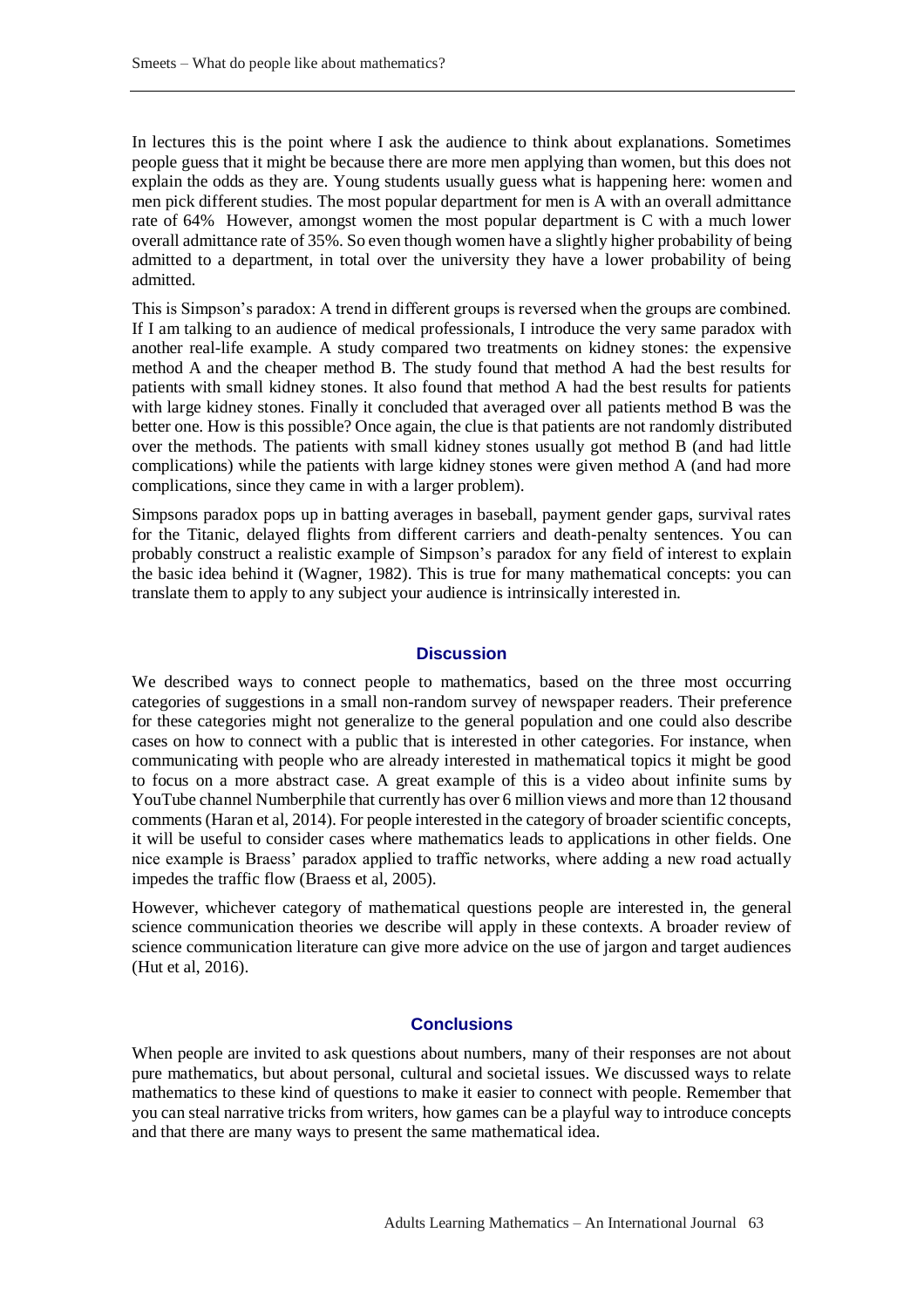In lectures this is the point where I ask the audience to think about explanations. Sometimes people guess that it might be because there are more men applying than women, but this does not explain the odds as they are. Young students usually guess what is happening here: women and men pick different studies. The most popular department for men is A with an overall admittance rate of 64%  However, amongst women the most popular department is C with a much lower overall admittance rate of 35%. So even though women have a slightly higher probability of being admitted to a department, in total over the university they have a lower probability of being admitted.

This is Simpson's paradox: A trend in different groups is reversed when the groups are combined. If I am talking to an audience of medical professionals, I introduce the very same paradox with another real-life example. A study compared two treatments on kidney stones: the expensive method A and the cheaper method B. The study found that method A had the best results for patients with small kidney stones. It also found that method A had the best results for patients with large kidney stones. Finally it concluded that averaged over all patients method B was the better one. How is this possible? Once again, the clue is that patients are not randomly distributed over the methods. The patients with small kidney stones usually got method B (and had little complications) while the patients with large kidney stones were given method A (and had more complications, since they came in with a larger problem).

Simpsons paradox pops up in batting averages in baseball, payment gender gaps, survival rates for the Titanic, delayed flights from different carriers and death-penalty sentences. You can probably construct a realistic example of Simpson's paradox for any field of interest to explain the basic idea behind it (Wagner, 1982). This is true for many mathematical concepts: you can translate them to apply to any subject your audience is intrinsically interested in.

## Discussion

We described ways to connect people to mathematics, based on the three most occurring categories of suggestions in a small non-random survey of newspaper readers. Their preference for these categories might not generalize to the general population and one could also describe cases on how to connect with a public that is interested in other categories. For instance, when communicating with people who are already interested in mathematical topics it might be good to focus on a more abstract case. A great example of this is a video about infinite sums by YouTube channel Numberphile that currently has over 6 million views and more than 12 thousand comments (Haran et al, 2014). For people interested in the category of broader scientific concepts, it will be useful to consider cases where mathematics leads to applications in other fields. One nice example is Braess' paradox applied to traffic networks, where adding a new road actually impedes the traffic flow (Braess et al, 2005).

However, whichever category of mathematical questions people are interested in, the general science communication theories we describe will apply in these contexts. A broader review of science communication literature can give more advice on the use of jargon and target audiences (Hut et al, 2016).

## Conclusions

When people are invited to ask questions about numbers, many of their responses are not about pure mathematics, but about personal, cultural and societal issues. We discussed ways to relate mathematics to these kind of questions to make it easier to connect with people. Remember that you can steal narrative tricks from writers, how games can be a playful way to introduce concepts and that there are many ways to present the same mathematical idea.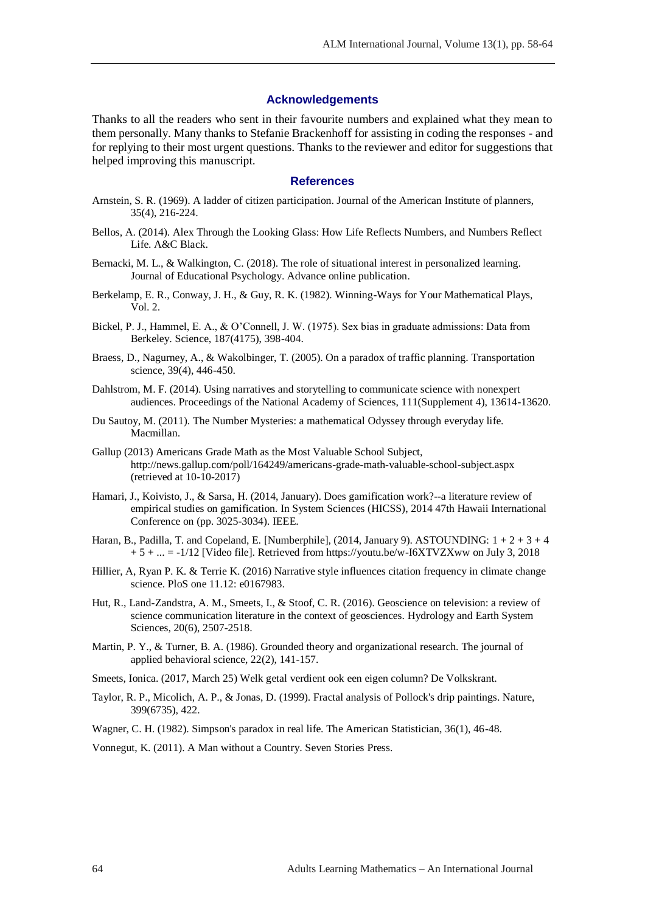## Acknowledgements

Thanks to all the readers who sent in their favourite numbers and explained what they mean to them personally. Many thanks to Stefanie Brackenhoff for assisting in coding the responses - and for replying to their most urgent questions. Thanks to the reviewer and editor for suggestions that helped improving this manuscript.

## References

Arnstein, S. R. (1969). A ladder of citizen participation. Journal of the American Institute of planners, 35(4), 216-224.

Bellos, A. (2014). Alex Through the Looking Glass: How Life Reflects Numbers, and Numbers Reflect Life. A&C Black.

Bernacki, M. L., & Walkington, C. (2018). The role of situational interest in personalized learning. Journal of Educational Psychology. Advance online publication.

Berkelamp, E. R., Conway, J. H., & Guy, R. K. (1982). Winning-Ways for Your Mathematical Plays, Vol. 2.

Bickel, P. J., Hammel, E. A., & O'Connell, J. W. (1975). Sex bias in graduate admissions: Data from Berkeley. Science, 187(4175), 398-404.

Braess, D., Nagurney, A., & Wakolbinger, T. (2005). On a paradox of traffic planning. Transportation science, 39(4), 446-450.

Dahlstrom, M. F. (2014). Using narratives and storytelling to communicate science with nonexpert audiences. Proceedings of the National Academy of Sciences, 111(Supplement 4), 13614-13620.

Du Sautoy, M. (2011). The Number Mysteries: a mathematical Odyssey through everyday life. Macmillan.

Gallup (2013) Americans Grade Math as the Most Valuable School Subject, http://news.gallup.com/poll/164249/americans-grade-math-valuable-school-subject.aspx (retrieved at 10-10-2017)

Hamari, J., Koivisto, J., & Sarsa, H. (2014, January). Does gamification work?--a literature review of empirical studies on gamification. In System Sciences (HICSS), 2014 47th Hawaii International Conference on (pp. 3025-3034). IEEE.

Haran, B., Padilla, T. and Copeland, E. [Numberphile], (2014, January 9). ASTOUNDING: 1 + 2 + 3 + 4 + 5 + ... = -1/12 [Video file]. Retrieved from https://youtu.be/w-I6XTVZXww on July 3, 2018

Hillier, A, Ryan P. K. & Terrie K. (2016) Narrative style influences citation frequency in climate change science. PloS one 11.12: e0167983.

Hut, R., Land-Zandstra, A. M., Smeets, I., & Stoof, C. R. (2016). Geoscience on television: a review of science communication literature in the context of geosciences. Hydrology and Earth System Sciences, 20(6), 2507-2518.

Martin, P. Y., & Turner, B. A. (1986). Grounded theory and organizational research. The journal of applied behavioral science, 22(2), 141-157.

Smeets, Ionica. (2017, March 25) Welk getal verdient ook een eigen column? De Volkskrant.

Taylor, R. P., Micolich, A. P., & Jonas, D. (1999). Fractal analysis of Pollock's drip paintings. Nature, 399(6735), 422.

Wagner, C. H. (1982). Simpson's paradox in real life. The American Statistician, 36(1), 46-48.

Vonnegut, K. (2011). A Man without a Country. Seven Stories Press.